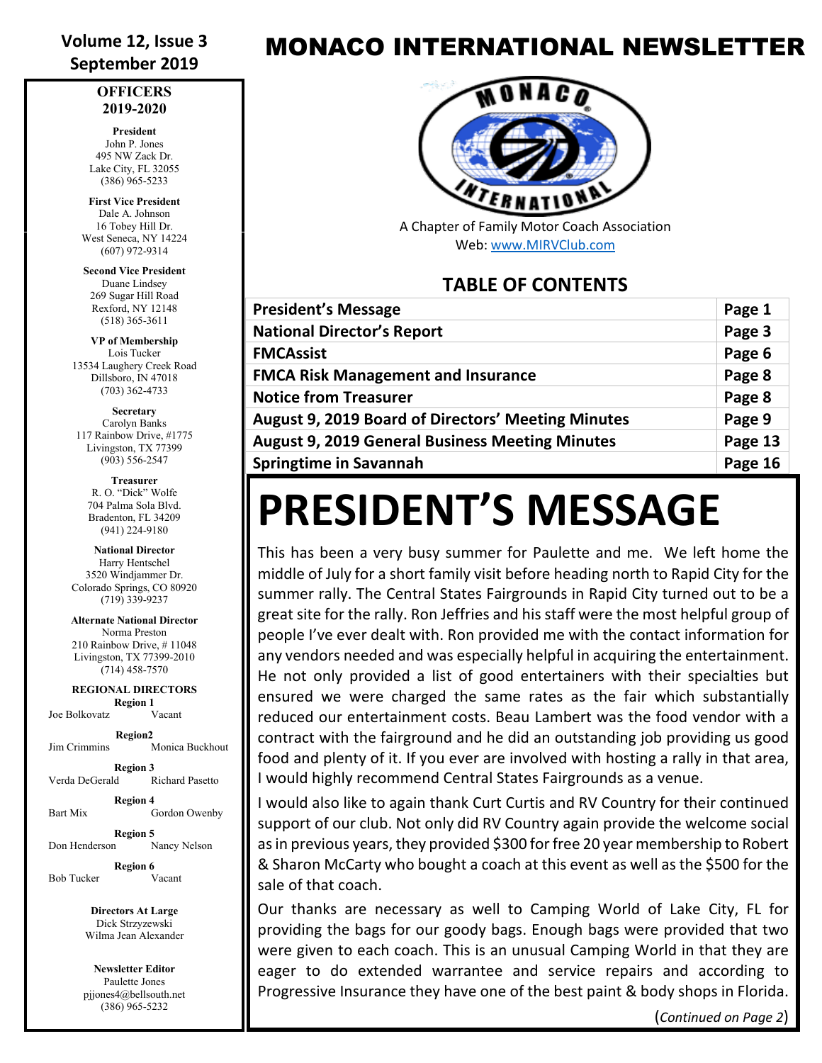# MONACO INTERNATIONAL NEWSLETTER

A Chapter of Family Motor Coach Association

Web: www.MIRVClub.com

## TABLE OF CONTENTS

| | |
|---|---|
| President's Message | Page 1 |
| National Director's Report | Page 3 |
| FMCAssist | Page 6 |
| FMCA Risk Management and Insurance | Page 8 |
| Notice from Treasurer | Page 8 |
| August 9, 2019 Board of Directors' Meeting Minutes | Page 9 |
| August 9, 2019 General Business Meeting Minutes | Page 13 |
| Springtime in Savannah | Page 16 |

**Volume 12, Issue 3**
**September 2019**

### OFFICERS 2019-2020

**President**
John P. Jones
495 NW Zack Dr.
Lake City, FL 32055
(386) 965-5233

**First Vice President**
Dale A. Johnson
16 Tobey Hill Dr.
West Seneca, NY 14224
(607) 972-9314

**Second Vice President**
Duane Lindsey
269 Sugar Hill Road
Rexford, NY 12148
(518) 365-3611

**VP of Membership**
Lois Tucker
13534 Laughery Creek Road
Dillsboro, IN 47018
(703) 362-4733

**Secretary**
Carolyn Banks
117 Rainbow Drive, #1775
Livingston, TX 77399
(903) 556-2547

**Treasurer**
R. O. "Dick" Wolfe
704 Palma Sola Blvd.
Bradenton, FL 34209
(941) 224-9180

**National Director**
Harry Hentschel
3520 Windjammer Dr.
Colorado Springs, CO 80920
(719) 339-9237

**Alternate National Director**
Norma Preston
210 Rainbow Drive, # 11048
Livingston, TX 77399-2010
(714) 458-7570

**REGIONAL DIRECTORS**

**Region 1**
Joe Bolkovatz — Vacant

**Region2**
Jim Crimmins — Monica Buckhout

**Region 3**
Verda DeGerald — Richard Pasetto

**Region 4**
Bart Mix — Gordon Owenby

**Region 5**
Don Henderson — Nancy Nelson

**Region 6**
Bob Tucker — Vacant

**Directors At Large**
Dick Strzyzewski
Wilma Jean Alexander

**Newsletter Editor**
Paulette Jones
pjjones4@bellsouth.net
(386) 965-5232

# PRESIDENT'S MESSAGE

This has been a very busy summer for Paulette and me. We left home the middle of July for a short family visit before heading north to Rapid City for the summer rally. The Central States Fairgrounds in Rapid City turned out to be a great site for the rally. Ron Jeffries and his staff were the most helpful group of people I've ever dealt with. Ron provided me with the contact information for any vendors needed and was especially helpful in acquiring the entertainment. He not only provided a list of good entertainers with their specialties but ensured we were charged the same rates as the fair which substantially reduced our entertainment costs. Beau Lambert was the food vendor with a contract with the fairground and he did an outstanding job providing us good food and plenty of it. If you ever are involved with hosting a rally in that area, I would highly recommend Central States Fairgrounds as a venue.

I would also like to again thank Curt Curtis and RV Country for their continued support of our club. Not only did RV Country again provide the welcome social as in previous years, they provided $300 for free 20 year membership to Robert & Sharon McCarty who bought a coach at this event as well as the $500 for the sale of that coach.

Our thanks are necessary as well to Camping World of Lake City, FL for providing the bags for our goody bags. Enough bags were provided that two were given to each coach. This is an unusual Camping World in that they are eager to do extended warrantee and service repairs and according to Progressive Insurance they have one of the best paint & body shops in Florida.

(*Continued on Page 2*)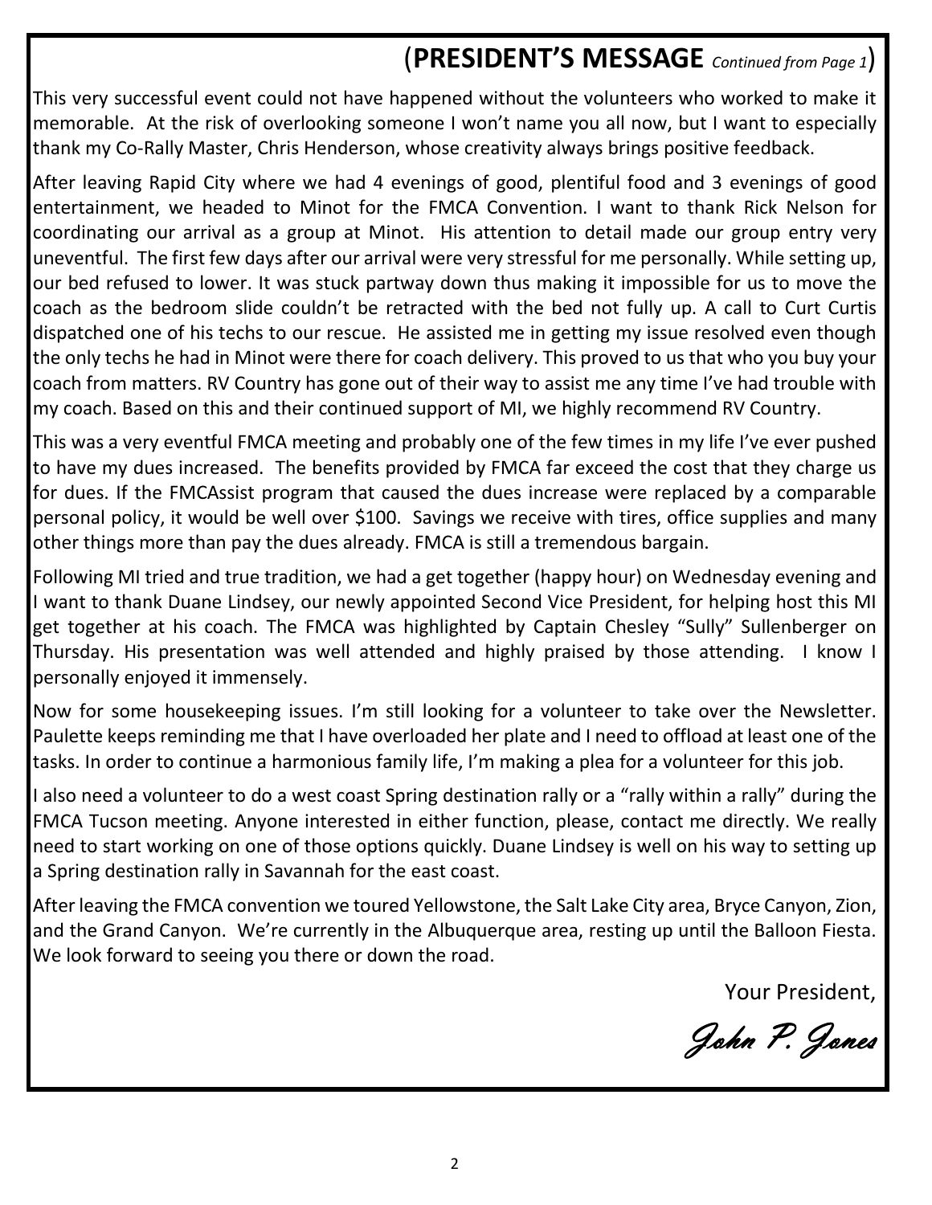## (PRESIDENT'S MESSAGE *Continued from Page 1*)

This very successful event could not have happened without the volunteers who worked to make it memorable. At the risk of overlooking someone I won't name you all now, but I want to especially thank my Co-Rally Master, Chris Henderson, whose creativity always brings positive feedback.

After leaving Rapid City where we had 4 evenings of good, plentiful food and 3 evenings of good entertainment, we headed to Minot for the FMCA Convention. I want to thank Rick Nelson for coordinating our arrival as a group at Minot. His attention to detail made our group entry very uneventful. The first few days after our arrival were very stressful for me personally. While setting up, our bed refused to lower. It was stuck partway down thus making it impossible for us to move the coach as the bedroom slide couldn't be retracted with the bed not fully up. A call to Curt Curtis dispatched one of his techs to our rescue. He assisted me in getting my issue resolved even though the only techs he had in Minot were there for coach delivery. This proved to us that who you buy your coach from matters. RV Country has gone out of their way to assist me any time I've had trouble with my coach. Based on this and their continued support of MI, we highly recommend RV Country.

This was a very eventful FMCA meeting and probably one of the few times in my life I've ever pushed to have my dues increased. The benefits provided by FMCA far exceed the cost that they charge us for dues. If the FMCAssist program that caused the dues increase were replaced by a comparable personal policy, it would be well over $100. Savings we receive with tires, office supplies and many other things more than pay the dues already. FMCA is still a tremendous bargain.

Following MI tried and true tradition, we had a get together (happy hour) on Wednesday evening and I want to thank Duane Lindsey, our newly appointed Second Vice President, for helping host this MI get together at his coach. The FMCA was highlighted by Captain Chesley "Sully" Sullenberger on Thursday. His presentation was well attended and highly praised by those attending. I know I personally enjoyed it immensely.

Now for some housekeeping issues. I'm still looking for a volunteer to take over the Newsletter. Paulette keeps reminding me that I have overloaded her plate and I need to offload at least one of the tasks. In order to continue a harmonious family life, I'm making a plea for a volunteer for this job.

I also need a volunteer to do a west coast Spring destination rally or a "rally within a rally" during the FMCA Tucson meeting. Anyone interested in either function, please, contact me directly. We really need to start working on one of those options quickly. Duane Lindsey is well on his way to setting up a Spring destination rally in Savannah for the east coast.

After leaving the FMCA convention we toured Yellowstone, the Salt Lake City area, Bryce Canyon, Zion, and the Grand Canyon. We're currently in the Albuquerque area, resting up until the Balloon Fiesta. We look forward to seeing you there or down the road.

Your President,

*John P. Jones*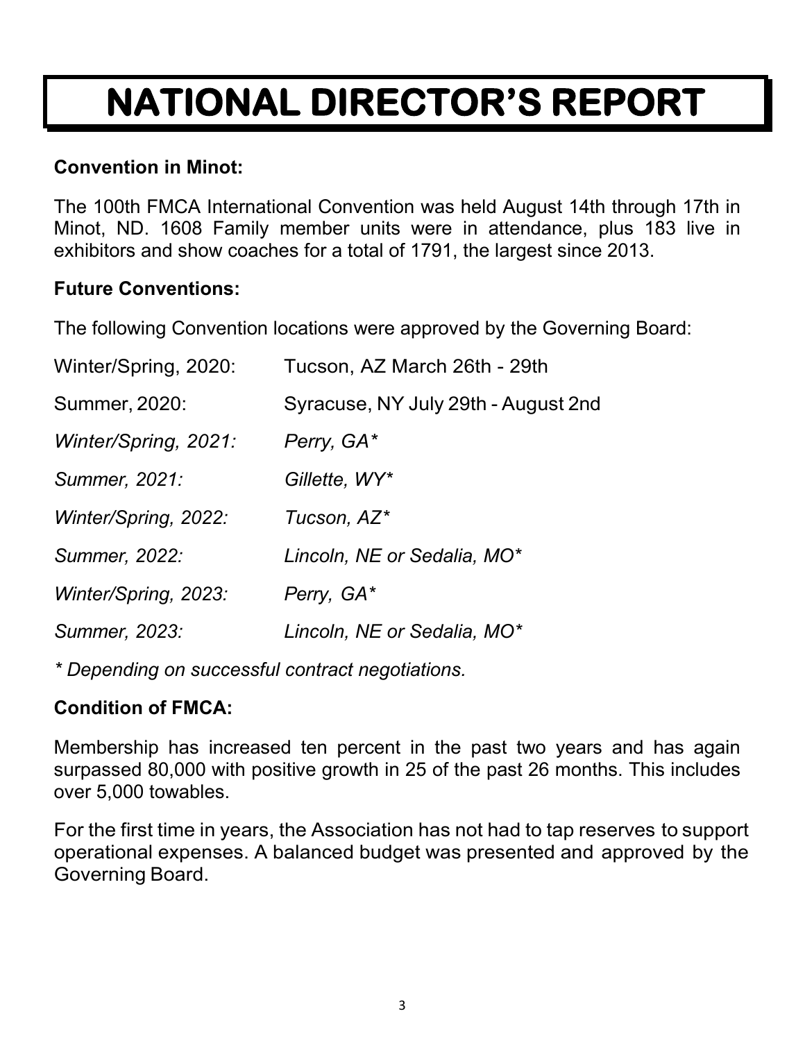# NATIONAL DIRECTOR'S REPORT

**Convention in Minot:**

The 100th FMCA International Convention was held August 14th through 17th in Minot, ND. 1608 Family member units were in attendance, plus 183 live in exhibitors and show coaches for a total of 1791, the largest since 2013.

**Future Conventions:**

The following Convention locations were approved by the Governing Board:

| | |
|---|---|
| Winter/Spring, 2020: | Tucson, AZ March 26th - 29th |
| Summer, 2020: | Syracuse, NY July 29th - August 2nd |
| *Winter/Spring, 2021:* | *Perry, GA** |
| *Summer, 2021:* | *Gillette, WY** |
| *Winter/Spring, 2022:* | *Tucson, AZ** |
| *Summer, 2022:* | *Lincoln, NE or Sedalia, MO** |
| *Winter/Spring, 2023:* | *Perry, GA** |
| *Summer, 2023:* | *Lincoln, NE or Sedalia, MO** |

*\* Depending on successful contract negotiations.*

**Condition of FMCA:**

Membership has increased ten percent in the past two years and has again surpassed 80,000 with positive growth in 25 of the past 26 months. This includes over 5,000 towables.

For the first time in years, the Association has not had to tap reserves to support operational expenses. A balanced budget was presented and approved by the Governing Board.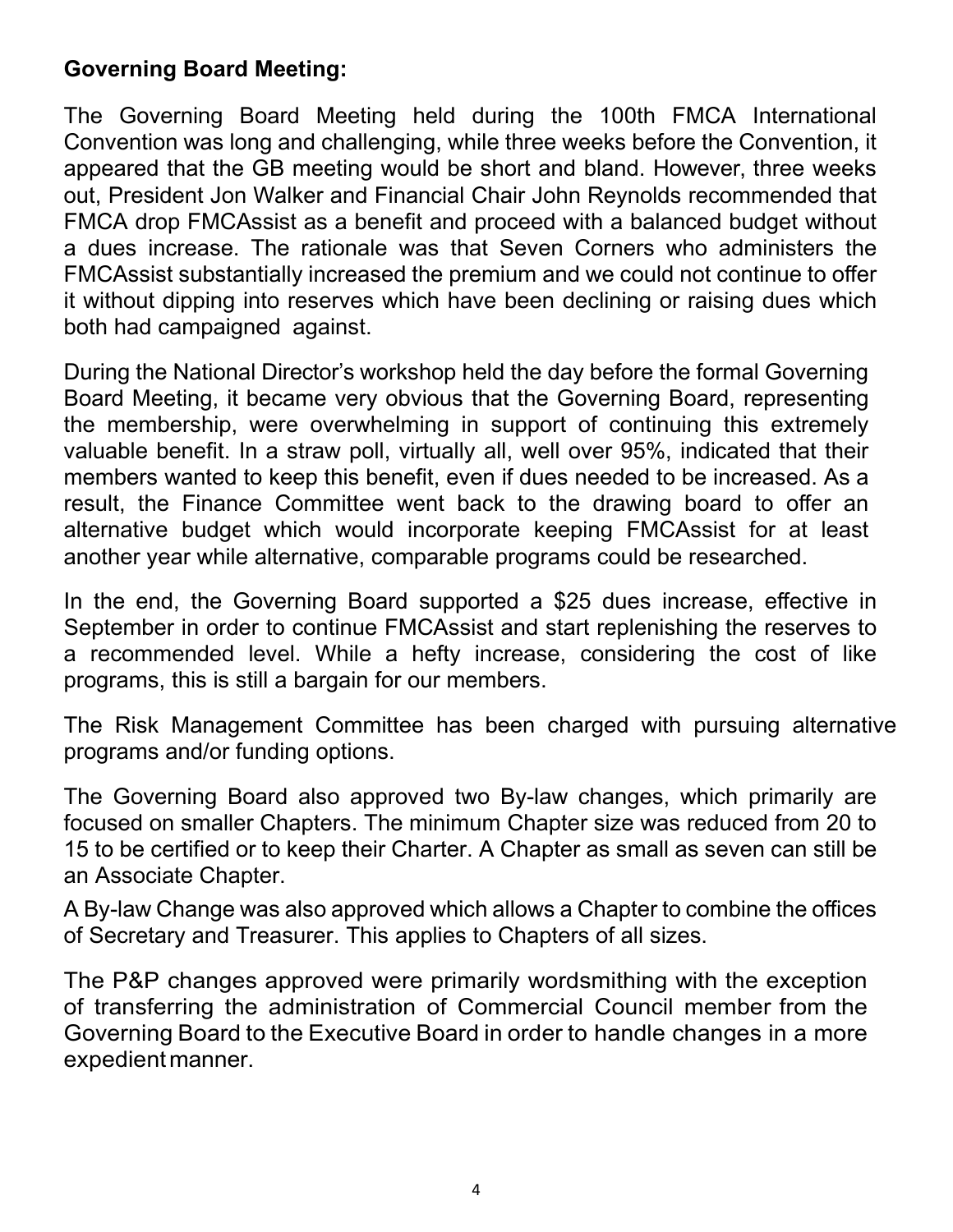**Governing Board Meeting:**

The Governing Board Meeting held during the 100th FMCA International Convention was long and challenging, while three weeks before the Convention, it appeared that the GB meeting would be short and bland. However, three weeks out, President Jon Walker and Financial Chair John Reynolds recommended that FMCA drop FMCAssist as a benefit and proceed with a balanced budget without a dues increase. The rationale was that Seven Corners who administers the FMCAssist substantially increased the premium and we could not continue to offer it without dipping into reserves which have been declining or raising dues which both had campaigned against.

During the National Director's workshop held the day before the formal Governing Board Meeting, it became very obvious that the Governing Board, representing the membership, were overwhelming in support of continuing this extremely valuable benefit. In a straw poll, virtually all, well over 95%, indicated that their members wanted to keep this benefit, even if dues needed to be increased. As a result, the Finance Committee went back to the drawing board to offer an alternative budget which would incorporate keeping FMCAssist for at least another year while alternative, comparable programs could be researched.

In the end, the Governing Board supported a $25 dues increase, effective in September in order to continue FMCAssist and start replenishing the reserves to a recommended level. While a hefty increase, considering the cost of like programs, this is still a bargain for our members.

The Risk Management Committee has been charged with pursuing alternative programs and/or funding options.

The Governing Board also approved two By-law changes, which primarily are focused on smaller Chapters. The minimum Chapter size was reduced from 20 to 15 to be certified or to keep their Charter. A Chapter as small as seven can still be an Associate Chapter.

A By-law Change was also approved which allows a Chapter to combine the offices of Secretary and Treasurer. This applies to Chapters of all sizes.

The P&P changes approved were primarily wordsmithing with the exception of transferring the administration of Commercial Council member from the Governing Board to the Executive Board in order to handle changes in a more expedient manner.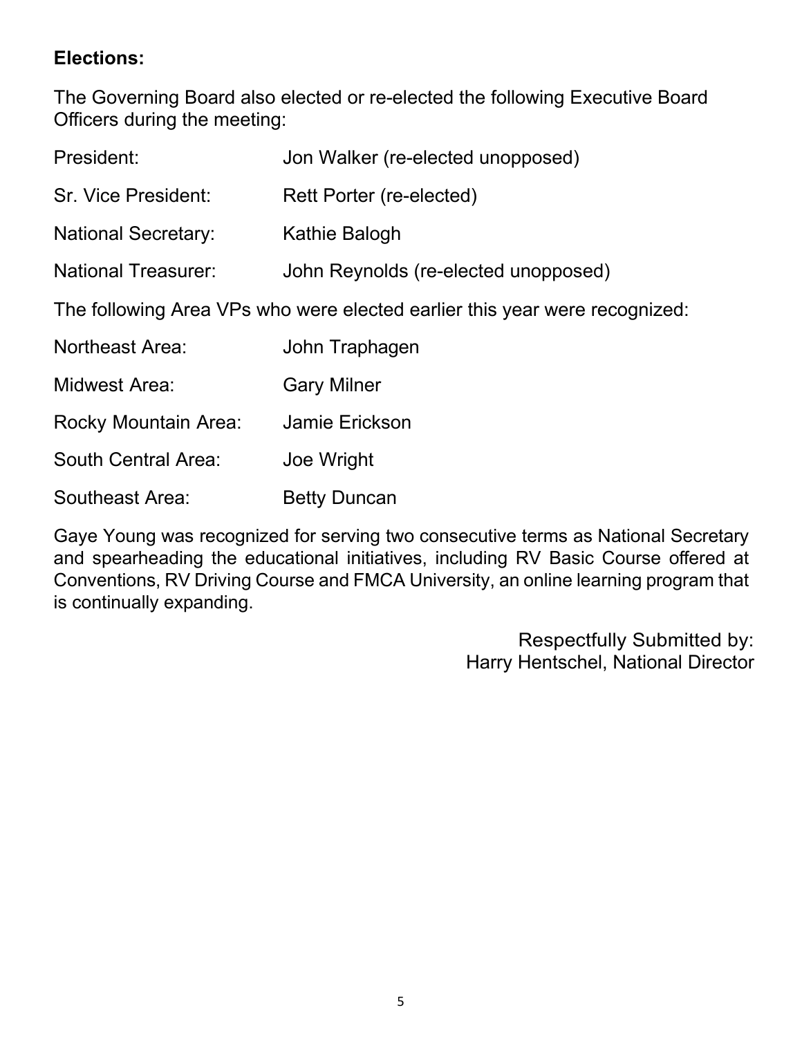**Elections:**

The Governing Board also elected or re-elected the following Executive Board Officers during the meeting:

| | |
|---|---|
| President: | Jon Walker (re-elected unopposed) |
| Sr. Vice President: | Rett Porter (re-elected) |
| National Secretary: | Kathie Balogh |
| National Treasurer: | John Reynolds (re-elected unopposed) |

The following Area VPs who were elected earlier this year were recognized:

| | |
|---|---|
| Northeast Area: | John Traphagen |
| Midwest Area: | Gary Milner |
| Rocky Mountain Area: | Jamie Erickson |
| South Central Area: | Joe Wright |
| Southeast Area: | Betty Duncan |

Gaye Young was recognized for serving two consecutive terms as National Secretary and spearheading the educational initiatives, including RV Basic Course offered at Conventions, RV Driving Course and FMCA University, an online learning program that is continually expanding.

Respectfully Submitted by:
Harry Hentschel, National Director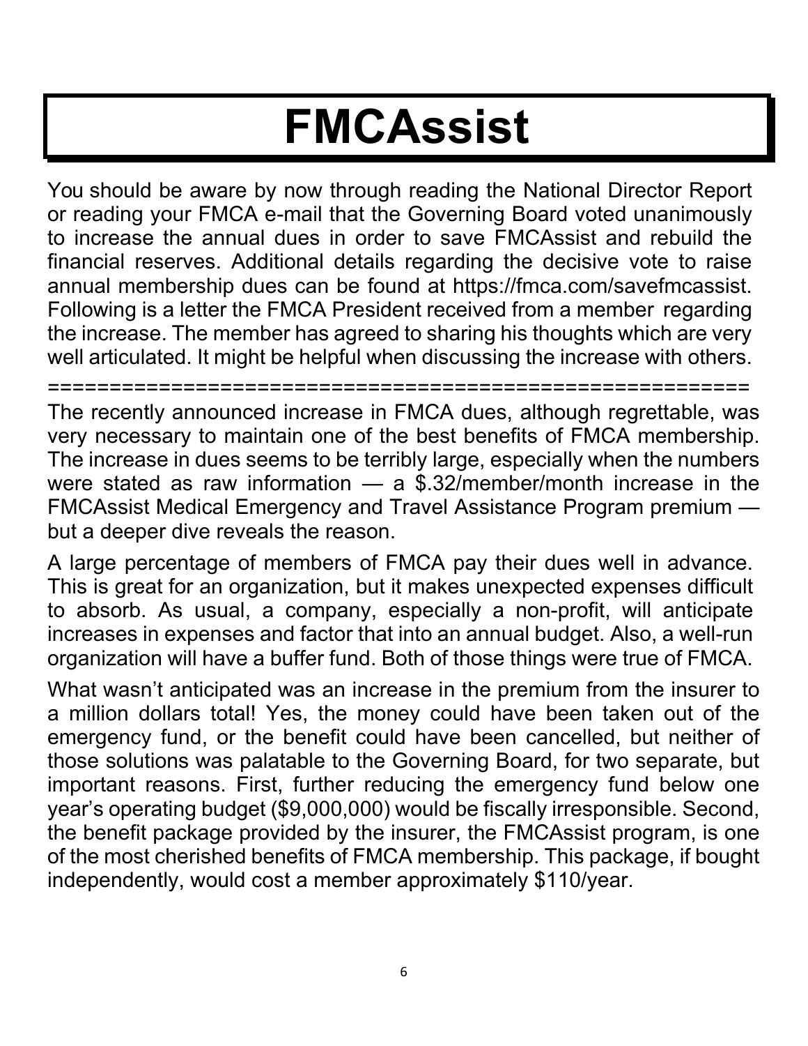# FMCAssist

You should be aware by now through reading the National Director Report or reading your FMCA e-mail that the Governing Board voted unanimously to increase the annual dues in order to save FMCAssist and rebuild the financial reserves. Additional details regarding the decisive vote to raise annual membership dues can be found at https://fmca.com/savefmcassist. Following is a letter the FMCA President received from a member regarding the increase. The member has agreed to sharing his thoughts which are very well articulated. It might be helpful when discussing the increase with others.

==========================================================

The recently announced increase in FMCA dues, although regrettable, was very necessary to maintain one of the best benefits of FMCA membership. The increase in dues seems to be terribly large, especially when the numbers were stated as raw information — a $.32/member/month increase in the FMCAssist Medical Emergency and Travel Assistance Program premium — but a deeper dive reveals the reason.

A large percentage of members of FMCA pay their dues well in advance. This is great for an organization, but it makes unexpected expenses difficult to absorb. As usual, a company, especially a non-profit, will anticipate increases in expenses and factor that into an annual budget. Also, a well-run organization will have a buffer fund. Both of those things were true of FMCA.

What wasn't anticipated was an increase in the premium from the insurer to a million dollars total! Yes, the money could have been taken out of the emergency fund, or the benefit could have been cancelled, but neither of those solutions was palatable to the Governing Board, for two separate, but important reasons. First, further reducing the emergency fund below one year's operating budget ($9,000,000) would be fiscally irresponsible. Second, the benefit package provided by the insurer, the FMCAssist program, is one of the most cherished benefits of FMCA membership. This package, if bought independently, would cost a member approximately $110/year.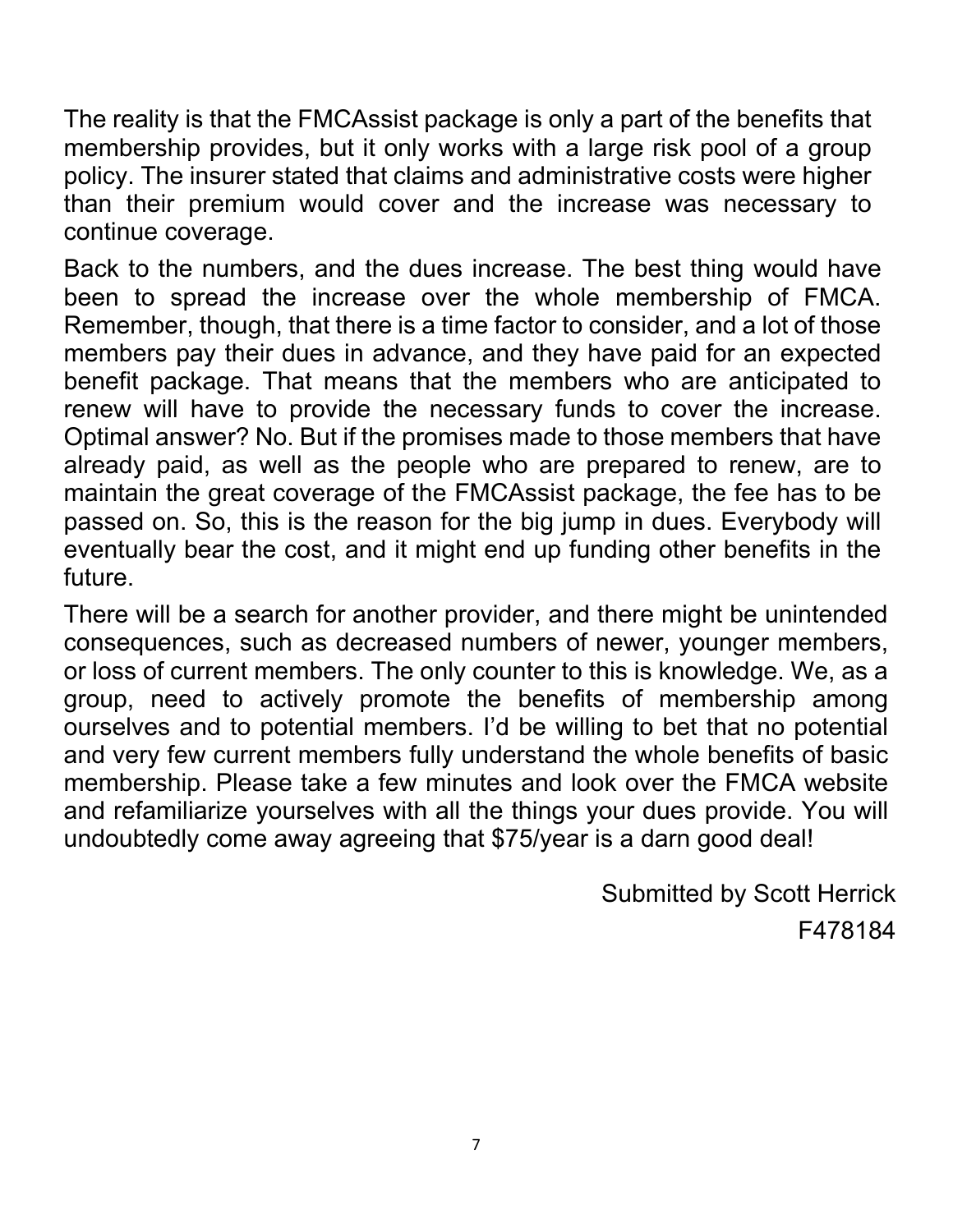The reality is that the FMCAssist package is only a part of the benefits that membership provides, but it only works with a large risk pool of a group policy. The insurer stated that claims and administrative costs were higher than their premium would cover and the increase was necessary to continue coverage.

Back to the numbers, and the dues increase. The best thing would have been to spread the increase over the whole membership of FMCA. Remember, though, that there is a time factor to consider, and a lot of those members pay their dues in advance, and they have paid for an expected benefit package. That means that the members who are anticipated to renew will have to provide the necessary funds to cover the increase. Optimal answer? No. But if the promises made to those members that have already paid, as well as the people who are prepared to renew, are to maintain the great coverage of the FMCAssist package, the fee has to be passed on. So, this is the reason for the big jump in dues. Everybody will eventually bear the cost, and it might end up funding other benefits in the future.

There will be a search for another provider, and there might be unintended consequences, such as decreased numbers of newer, younger members, or loss of current members. The only counter to this is knowledge. We, as a group, need to actively promote the benefits of membership among ourselves and to potential members. I'd be willing to bet that no potential and very few current members fully understand the whole benefits of basic membership. Please take a few minutes and look over the FMCA website and refamiliarize yourselves with all the things your dues provide. You will undoubtedly come away agreeing that $75/year is a darn good deal!

Submitted by Scott Herrick
F478184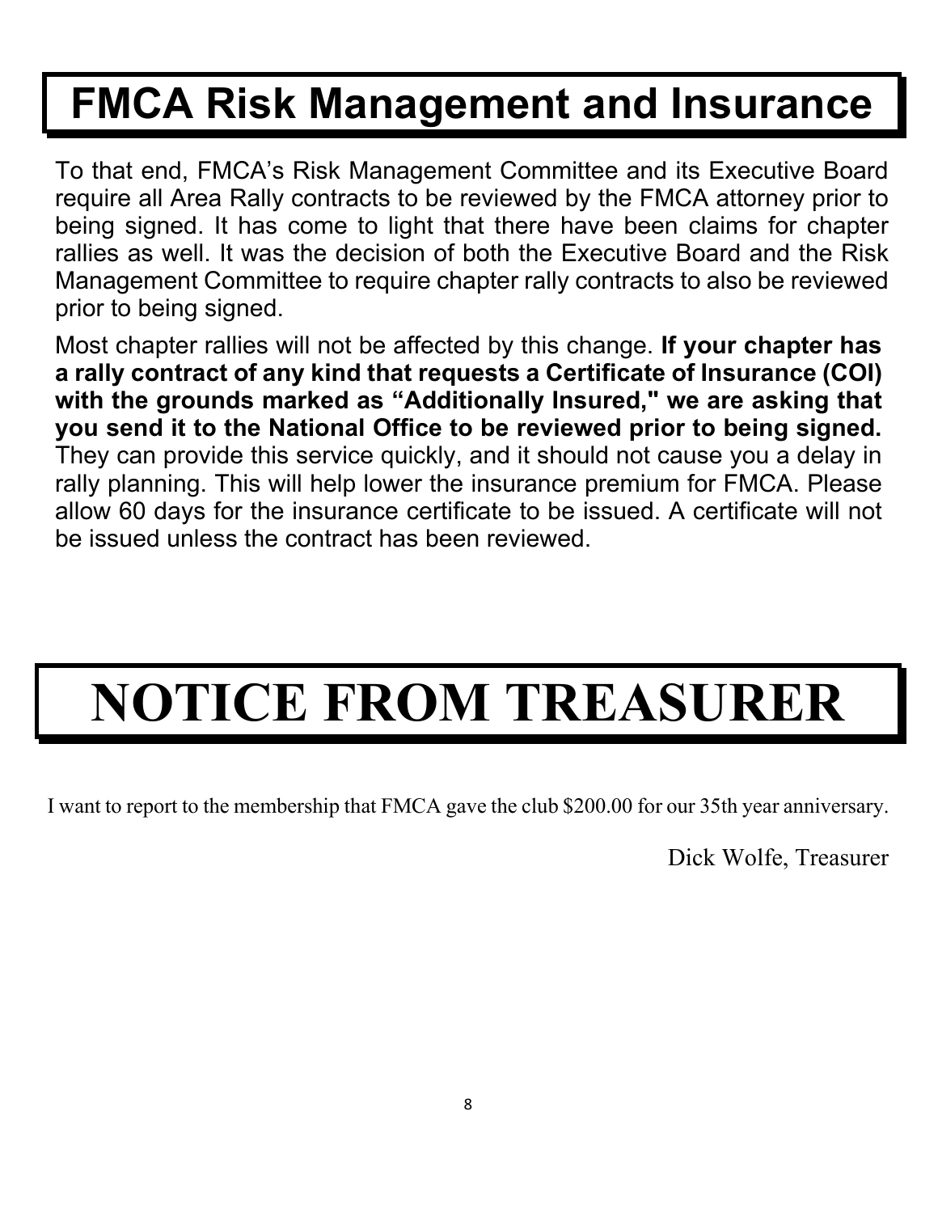# FMCA Risk Management and Insurance

To that end, FMCA's Risk Management Committee and its Executive Board require all Area Rally contracts to be reviewed by the FMCA attorney prior to being signed. It has come to light that there have been claims for chapter rallies as well. It was the decision of both the Executive Board and the Risk Management Committee to require chapter rally contracts to also be reviewed prior to being signed.

Most chapter rallies will not be affected by this change. **If your chapter has a rally contract of any kind that requests a Certificate of Insurance (COI) with the grounds marked as "Additionally Insured," we are asking that you send it to the National Office to be reviewed prior to being signed.** They can provide this service quickly, and it should not cause you a delay in rally planning. This will help lower the insurance premium for FMCA. Please allow 60 days for the insurance certificate to be issued. A certificate will not be issued unless the contract has been reviewed.

# NOTICE FROM TREASURER

I want to report to the membership that FMCA gave the club $200.00 for our 35th year anniversary.

Dick Wolfe, Treasurer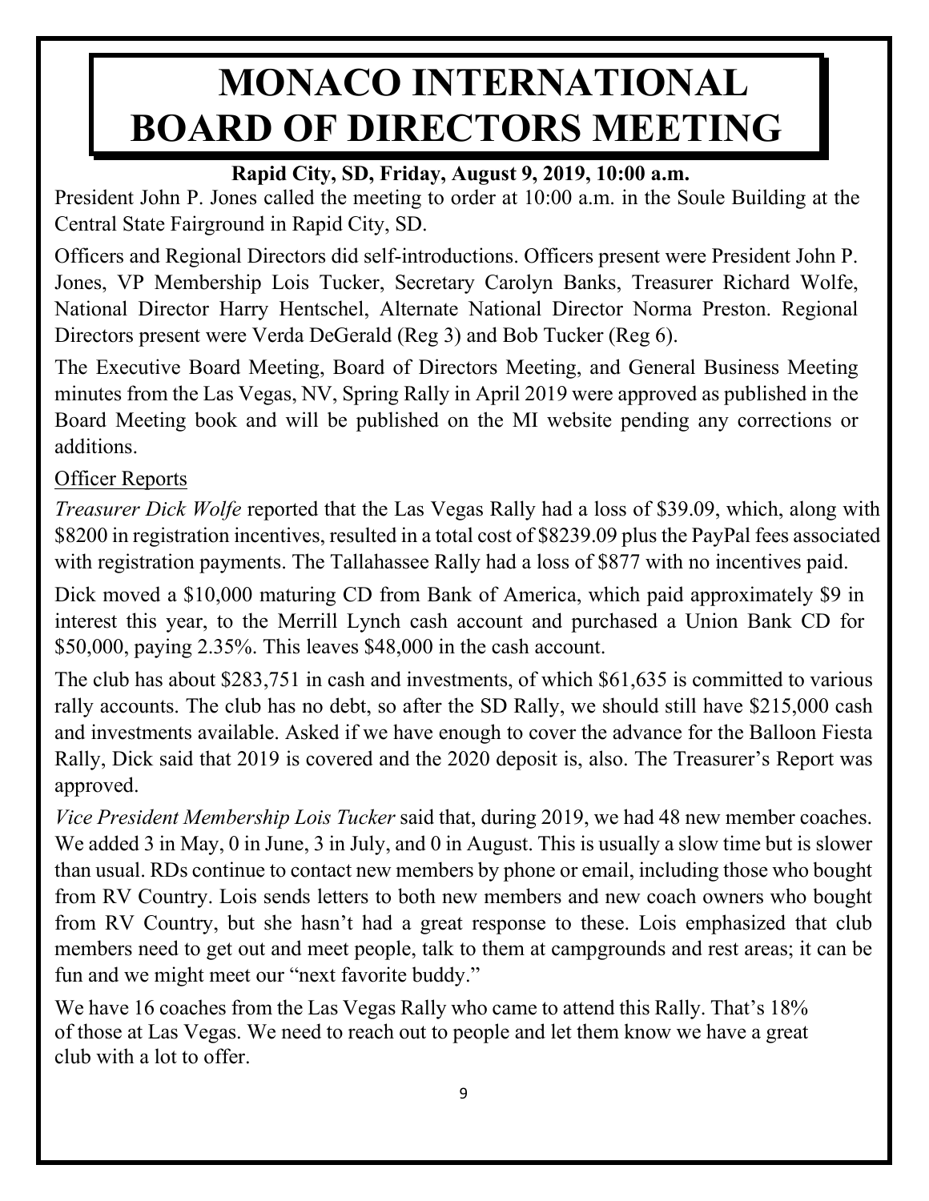# MONACO INTERNATIONAL BOARD OF DIRECTORS MEETING

**Rapid City, SD, Friday, August 9, 2019, 10:00 a.m.**

President John P. Jones called the meeting to order at 10:00 a.m. in the Soule Building at the Central State Fairground in Rapid City, SD.

Officers and Regional Directors did self-introductions. Officers present were President John P. Jones, VP Membership Lois Tucker, Secretary Carolyn Banks, Treasurer Richard Wolfe, National Director Harry Hentschel, Alternate National Director Norma Preston. Regional Directors present were Verda DeGerald (Reg 3) and Bob Tucker (Reg 6).

The Executive Board Meeting, Board of Directors Meeting, and General Business Meeting minutes from the Las Vegas, NV, Spring Rally in April 2019 were approved as published in the Board Meeting book and will be published on the MI website pending any corrections or additions.

## Officer Reports

*Treasurer Dick Wolfe* reported that the Las Vegas Rally had a loss of $39.09, which, along with $8200 in registration incentives, resulted in a total cost of $8239.09 plus the PayPal fees associated with registration payments. The Tallahassee Rally had a loss of $877 with no incentives paid.

Dick moved a $10,000 maturing CD from Bank of America, which paid approximately $9 in interest this year, to the Merrill Lynch cash account and purchased a Union Bank CD for $50,000, paying 2.35%. This leaves $48,000 in the cash account.

The club has about $283,751 in cash and investments, of which $61,635 is committed to various rally accounts. The club has no debt, so after the SD Rally, we should still have $215,000 cash and investments available. Asked if we have enough to cover the advance for the Balloon Fiesta Rally, Dick said that 2019 is covered and the 2020 deposit is, also. The Treasurer's Report was approved.

*Vice President Membership Lois Tucker* said that, during 2019, we had 48 new member coaches. We added 3 in May, 0 in June, 3 in July, and 0 in August. This is usually a slow time but is slower than usual. RDs continue to contact new members by phone or email, including those who bought from RV Country. Lois sends letters to both new members and new coach owners who bought from RV Country, but she hasn't had a great response to these. Lois emphasized that club members need to get out and meet people, talk to them at campgrounds and rest areas; it can be fun and we might meet our "next favorite buddy."

We have 16 coaches from the Las Vegas Rally who came to attend this Rally. That's 18% of those at Las Vegas. We need to reach out to people and let them know we have a great club with a lot to offer.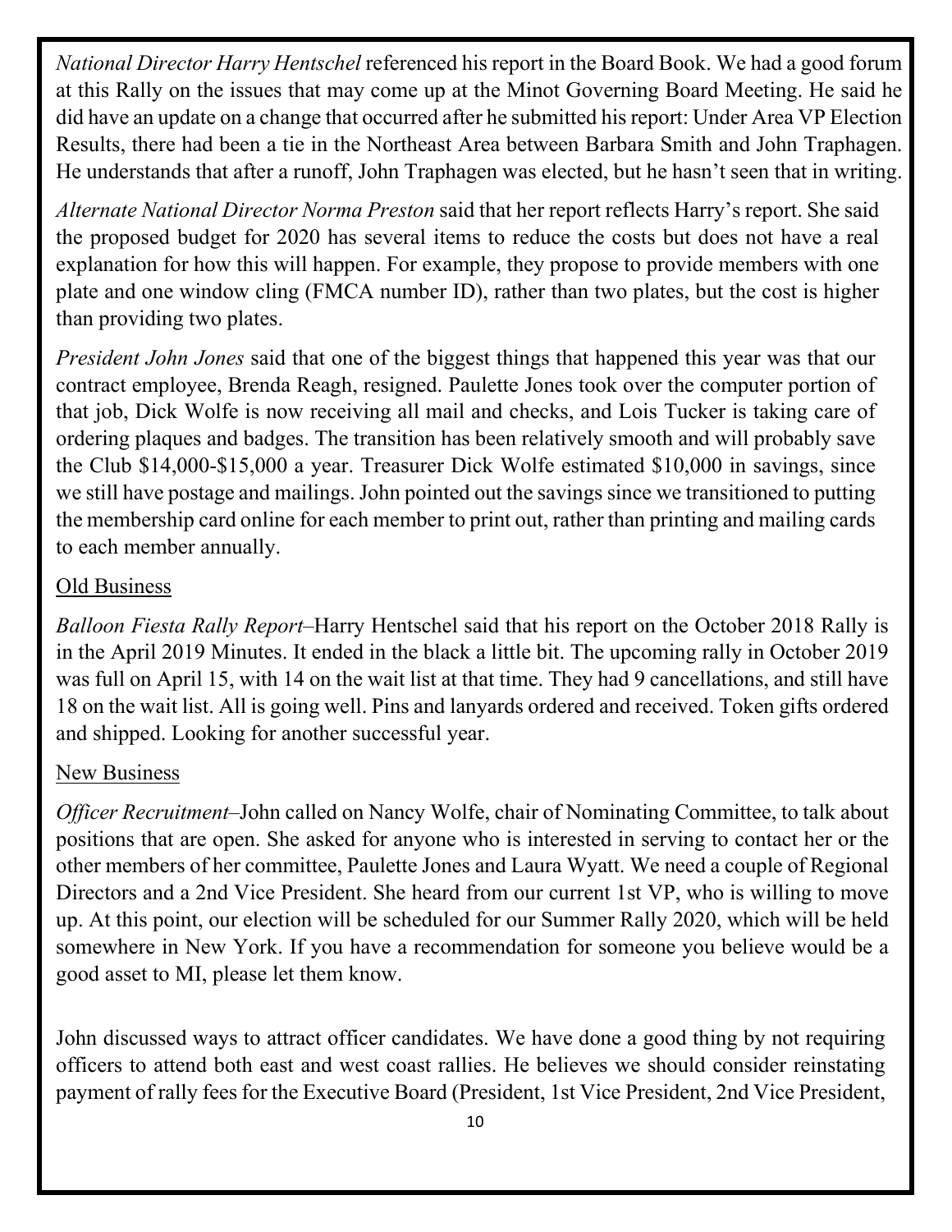*National Director Harry Hentschel* referenced his report in the Board Book. We had a good forum at this Rally on the issues that may come up at the Minot Governing Board Meeting. He said he did have an update on a change that occurred after he submitted his report: Under Area VP Election Results, there had been a tie in the Northeast Area between Barbara Smith and John Traphagen. He understands that after a runoff, John Traphagen was elected, but he hasn't seen that in writing.

*Alternate National Director Norma Preston* said that her report reflects Harry's report. She said the proposed budget for 2020 has several items to reduce the costs but does not have a real explanation for how this will happen. For example, they propose to provide members with one plate and one window cling (FMCA number ID), rather than two plates, but the cost is higher than providing two plates.

*President John Jones* said that one of the biggest things that happened this year was that our contract employee, Brenda Reagh, resigned. Paulette Jones took over the computer portion of that job, Dick Wolfe is now receiving all mail and checks, and Lois Tucker is taking care of ordering plaques and badges. The transition has been relatively smooth and will probably save the Club $14,000-$15,000 a year. Treasurer Dick Wolfe estimated $10,000 in savings, since we still have postage and mailings. John pointed out the savings since we transitioned to putting the membership card online for each member to print out, rather than printing and mailing cards to each member annually.

<u>Old Business</u>

*Balloon Fiesta Rally Report*–Harry Hentschel said that his report on the October 2018 Rally is in the April 2019 Minutes. It ended in the black a little bit. The upcoming rally in October 2019 was full on April 15, with 14 on the wait list at that time. They had 9 cancellations, and still have 18 on the wait list. All is going well. Pins and lanyards ordered and received. Token gifts ordered and shipped. Looking for another successful year.

<u>New Business</u>

*Officer Recruitment*–John called on Nancy Wolfe, chair of Nominating Committee, to talk about positions that are open. She asked for anyone who is interested in serving to contact her or the other members of her committee, Paulette Jones and Laura Wyatt. We need a couple of Regional Directors and a 2nd Vice President. She heard from our current 1st VP, who is willing to move up. At this point, our election will be scheduled for our Summer Rally 2020, which will be held somewhere in New York. If you have a recommendation for someone you believe would be a good asset to MI, please let them know.

John discussed ways to attract officer candidates. We have done a good thing by not requiring officers to attend both east and west coast rallies. He believes we should consider reinstating payment of rally fees for the Executive Board (President, 1st Vice President, 2nd Vice President,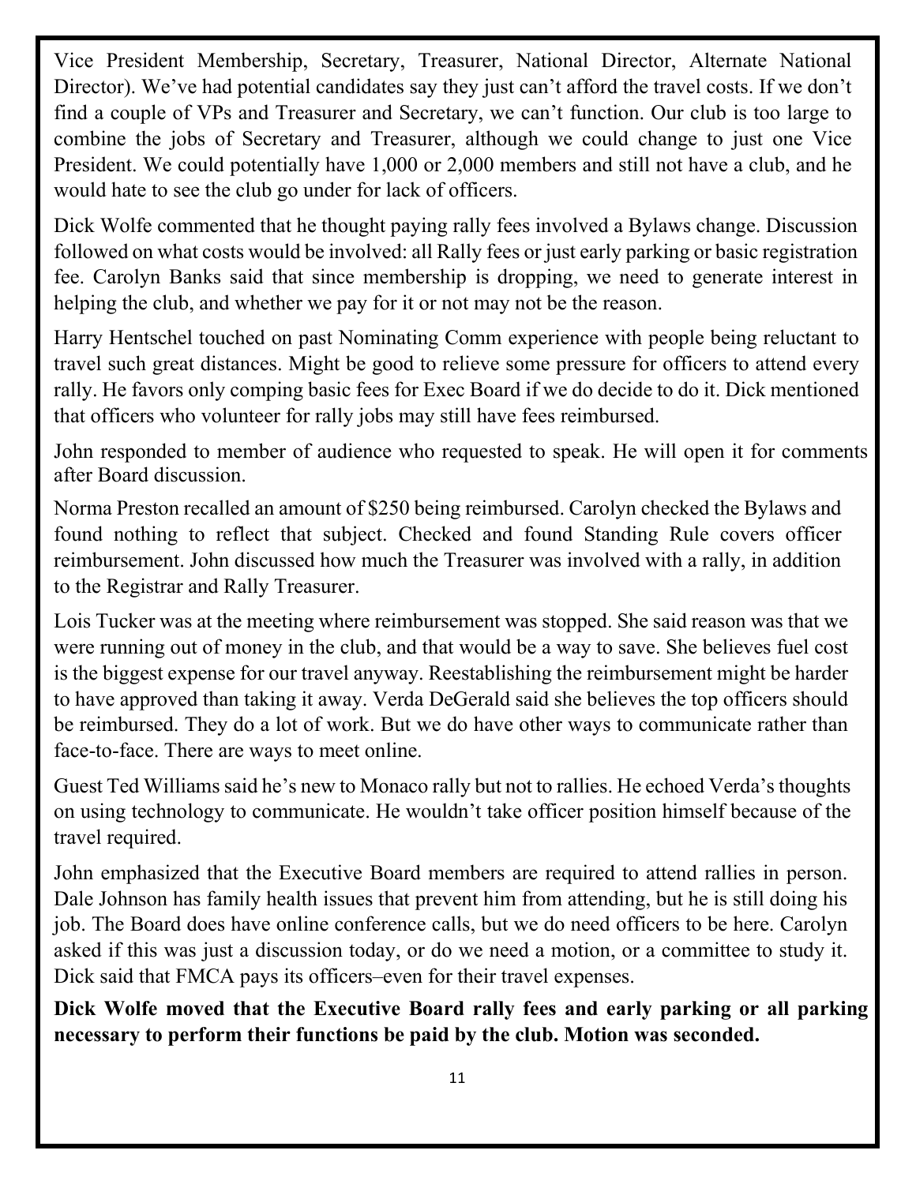Vice President Membership, Secretary, Treasurer, National Director, Alternate National Director). We've had potential candidates say they just can't afford the travel costs. If we don't find a couple of VPs and Treasurer and Secretary, we can't function. Our club is too large to combine the jobs of Secretary and Treasurer, although we could change to just one Vice President. We could potentially have 1,000 or 2,000 members and still not have a club, and he would hate to see the club go under for lack of officers.

Dick Wolfe commented that he thought paying rally fees involved a Bylaws change. Discussion followed on what costs would be involved: all Rally fees or just early parking or basic registration fee. Carolyn Banks said that since membership is dropping, we need to generate interest in helping the club, and whether we pay for it or not may not be the reason.

Harry Hentschel touched on past Nominating Comm experience with people being reluctant to travel such great distances. Might be good to relieve some pressure for officers to attend every rally. He favors only comping basic fees for Exec Board if we do decide to do it. Dick mentioned that officers who volunteer for rally jobs may still have fees reimbursed.

John responded to member of audience who requested to speak. He will open it for comments after Board discussion.

Norma Preston recalled an amount of $250 being reimbursed. Carolyn checked the Bylaws and found nothing to reflect that subject. Checked and found Standing Rule covers officer reimbursement. John discussed how much the Treasurer was involved with a rally, in addition to the Registrar and Rally Treasurer.

Lois Tucker was at the meeting where reimbursement was stopped. She said reason was that we were running out of money in the club, and that would be a way to save. She believes fuel cost is the biggest expense for our travel anyway. Reestablishing the reimbursement might be harder to have approved than taking it away. Verda DeGerald said she believes the top officers should be reimbursed. They do a lot of work. But we do have other ways to communicate rather than face-to-face. There are ways to meet online.

Guest Ted Williams said he's new to Monaco rally but not to rallies. He echoed Verda's thoughts on using technology to communicate. He wouldn't take officer position himself because of the travel required.

John emphasized that the Executive Board members are required to attend rallies in person. Dale Johnson has family health issues that prevent him from attending, but he is still doing his job. The Board does have online conference calls, but we do need officers to be here. Carolyn asked if this was just a discussion today, or do we need a motion, or a committee to study it. Dick said that FMCA pays its officers–even for their travel expenses.

**Dick Wolfe moved that the Executive Board rally fees and early parking or all parking necessary to perform their functions be paid by the club. Motion was seconded.**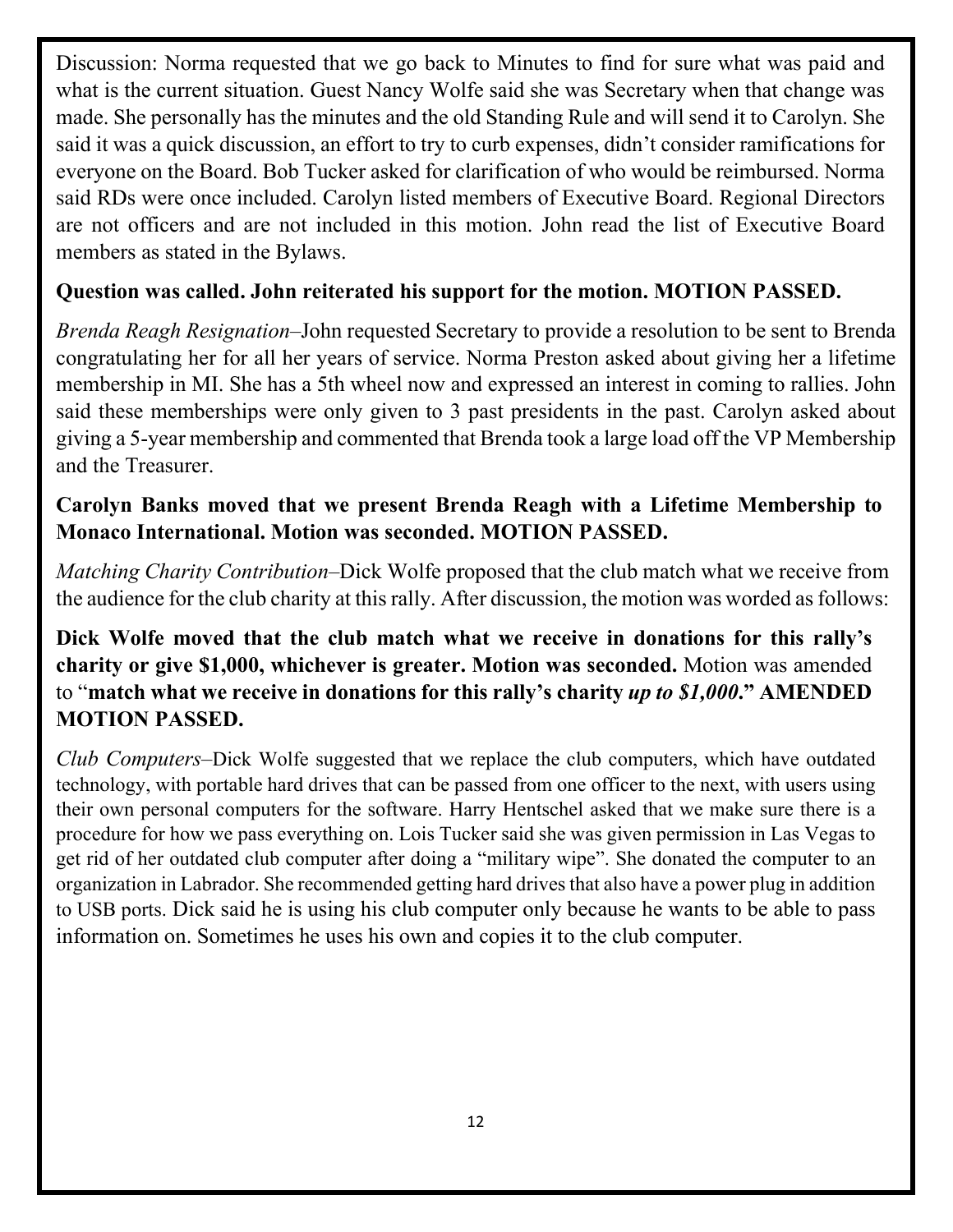Discussion: Norma requested that we go back to Minutes to find for sure what was paid and what is the current situation. Guest Nancy Wolfe said she was Secretary when that change was made. She personally has the minutes and the old Standing Rule and will send it to Carolyn. She said it was a quick discussion, an effort to try to curb expenses, didn't consider ramifications for everyone on the Board. Bob Tucker asked for clarification of who would be reimbursed. Norma said RDs were once included. Carolyn listed members of Executive Board. Regional Directors are not officers and are not included in this motion. John read the list of Executive Board members as stated in the Bylaws.

**Question was called. John reiterated his support for the motion. MOTION PASSED.**

*Brenda Reagh Resignation*–John requested Secretary to provide a resolution to be sent to Brenda congratulating her for all her years of service. Norma Preston asked about giving her a lifetime membership in MI. She has a 5th wheel now and expressed an interest in coming to rallies. John said these memberships were only given to 3 past presidents in the past. Carolyn asked about giving a 5-year membership and commented that Brenda took a large load off the VP Membership and the Treasurer.

**Carolyn Banks moved that we present Brenda Reagh with a Lifetime Membership to Monaco International. Motion was seconded. MOTION PASSED.**

*Matching Charity Contribution*–Dick Wolfe proposed that the club match what we receive from the audience for the club charity at this rally. After discussion, the motion was worded as follows:

**Dick Wolfe moved that the club match what we receive in donations for this rally's charity or give $1,000, whichever is greater. Motion was seconded.** Motion was amended to "**match what we receive in donations for this rally's charity *up to $1,000*.**" **AMENDED MOTION PASSED.**

*Club Computers*–Dick Wolfe suggested that we replace the club computers, which have outdated technology, with portable hard drives that can be passed from one officer to the next, with users using their own personal computers for the software. Harry Hentschel asked that we make sure there is a procedure for how we pass everything on. Lois Tucker said she was given permission in Las Vegas to get rid of her outdated club computer after doing a "military wipe". She donated the computer to an organization in Labrador. She recommended getting hard drives that also have a power plug in addition to USB ports. Dick said he is using his club computer only because he wants to be able to pass information on. Sometimes he uses his own and copies it to the club computer.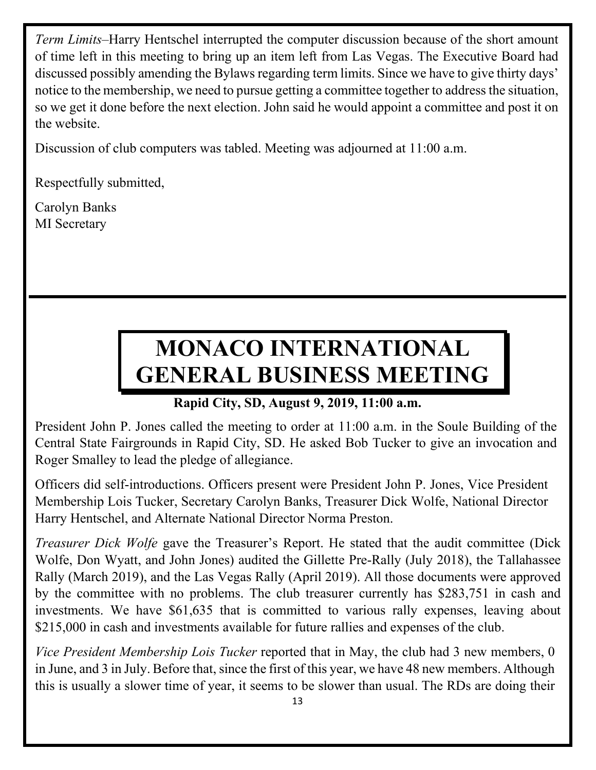*Term Limits*–Harry Hentschel interrupted the computer discussion because of the short amount of time left in this meeting to bring up an item left from Las Vegas. The Executive Board had discussed possibly amending the Bylaws regarding term limits. Since we have to give thirty days' notice to the membership, we need to pursue getting a committee together to address the situation, so we get it done before the next election. John said he would appoint a committee and post it on the website.

Discussion of club computers was tabled. Meeting was adjourned at 11:00 a.m.

Respectfully submitted,

Carolyn Banks
MI Secretary

---

# MONACO INTERNATIONAL GENERAL BUSINESS MEETING

**Rapid City, SD, August 9, 2019, 11:00 a.m.**

President John P. Jones called the meeting to order at 11:00 a.m. in the Soule Building of the Central State Fairgrounds in Rapid City, SD. He asked Bob Tucker to give an invocation and Roger Smalley to lead the pledge of allegiance.

Officers did self-introductions. Officers present were President John P. Jones, Vice President Membership Lois Tucker, Secretary Carolyn Banks, Treasurer Dick Wolfe, National Director Harry Hentschel, and Alternate National Director Norma Preston.

*Treasurer Dick Wolfe* gave the Treasurer's Report. He stated that the audit committee (Dick Wolfe, Don Wyatt, and John Jones) audited the Gillette Pre-Rally (July 2018), the Tallahassee Rally (March 2019), and the Las Vegas Rally (April 2019). All those documents were approved by the committee with no problems. The club treasurer currently has $283,751 in cash and investments. We have $61,635 that is committed to various rally expenses, leaving about $215,000 in cash and investments available for future rallies and expenses of the club.

*Vice President Membership Lois Tucker* reported that in May, the club had 3 new members, 0 in June, and 3 in July. Before that, since the first of this year, we have 48 new members. Although this is usually a slower time of year, it seems to be slower than usual. The RDs are doing their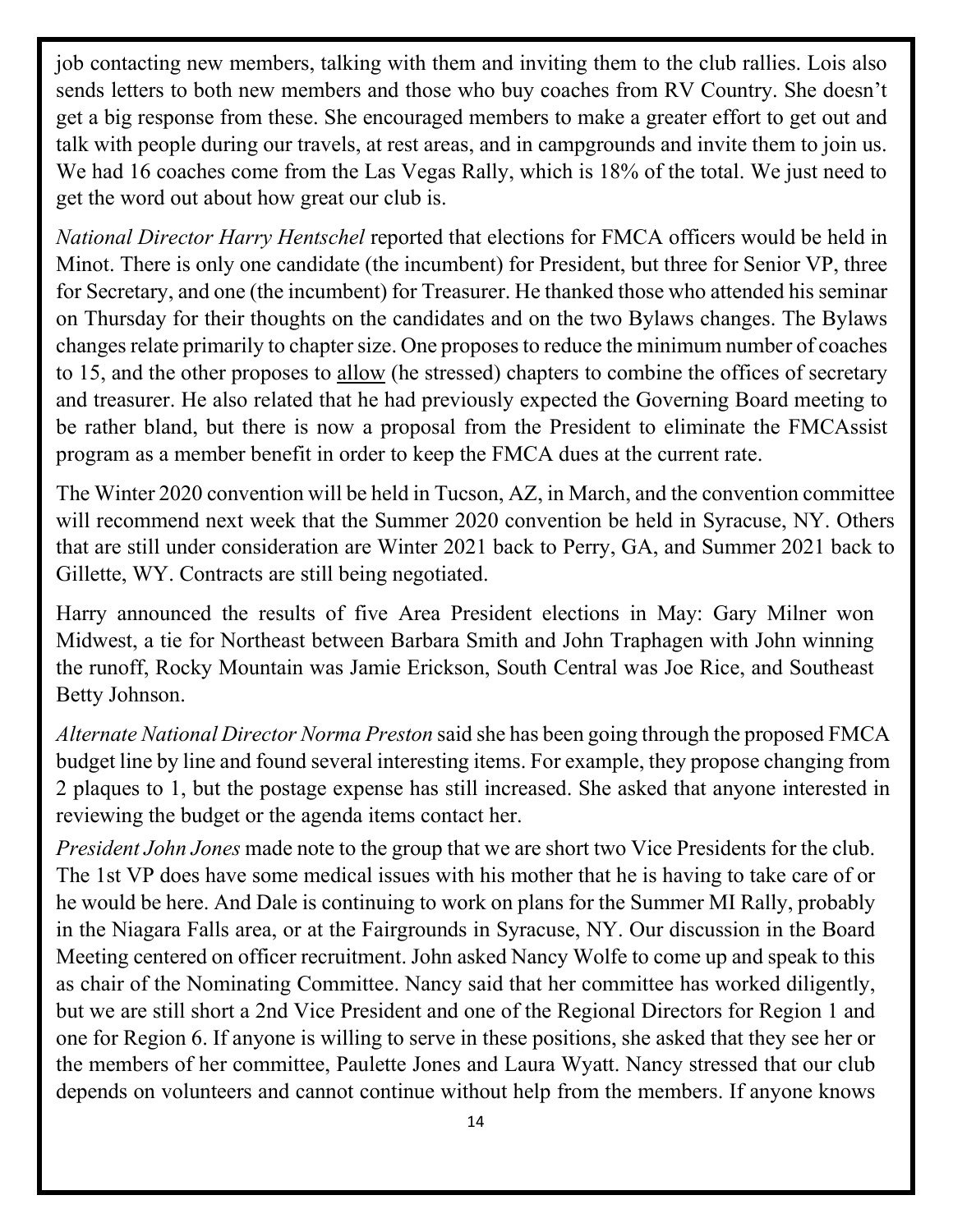job contacting new members, talking with them and inviting them to the club rallies. Lois also sends letters to both new members and those who buy coaches from RV Country. She doesn't get a big response from these. She encouraged members to make a greater effort to get out and talk with people during our travels, at rest areas, and in campgrounds and invite them to join us. We had 16 coaches come from the Las Vegas Rally, which is 18% of the total. We just need to get the word out about how great our club is.

*National Director Harry Hentschel* reported that elections for FMCA officers would be held in Minot. There is only one candidate (the incumbent) for President, but three for Senior VP, three for Secretary, and one (the incumbent) for Treasurer. He thanked those who attended his seminar on Thursday for their thoughts on the candidates and on the two Bylaws changes. The Bylaws changes relate primarily to chapter size. One proposes to reduce the minimum number of coaches to 15, and the other proposes to <u>allow</u> (he stressed) chapters to combine the offices of secretary and treasurer. He also related that he had previously expected the Governing Board meeting to be rather bland, but there is now a proposal from the President to eliminate the FMCAssist program as a member benefit in order to keep the FMCA dues at the current rate.

The Winter 2020 convention will be held in Tucson, AZ, in March, and the convention committee will recommend next week that the Summer 2020 convention be held in Syracuse, NY. Others that are still under consideration are Winter 2021 back to Perry, GA, and Summer 2021 back to Gillette, WY. Contracts are still being negotiated.

Harry announced the results of five Area President elections in May: Gary Milner won Midwest, a tie for Northeast between Barbara Smith and John Traphagen with John winning the runoff, Rocky Mountain was Jamie Erickson, South Central was Joe Rice, and Southeast Betty Johnson.

*Alternate National Director Norma Preston* said she has been going through the proposed FMCA budget line by line and found several interesting items. For example, they propose changing from 2 plaques to 1, but the postage expense has still increased. She asked that anyone interested in reviewing the budget or the agenda items contact her.

*President John Jones* made note to the group that we are short two Vice Presidents for the club. The 1st VP does have some medical issues with his mother that he is having to take care of or he would be here. And Dale is continuing to work on plans for the Summer MI Rally, probably in the Niagara Falls area, or at the Fairgrounds in Syracuse, NY. Our discussion in the Board Meeting centered on officer recruitment. John asked Nancy Wolfe to come up and speak to this as chair of the Nominating Committee. Nancy said that her committee has worked diligently, but we are still short a 2nd Vice President and one of the Regional Directors for Region 1 and one for Region 6. If anyone is willing to serve in these positions, she asked that they see her or the members of her committee, Paulette Jones and Laura Wyatt. Nancy stressed that our club depends on volunteers and cannot continue without help from the members. If anyone knows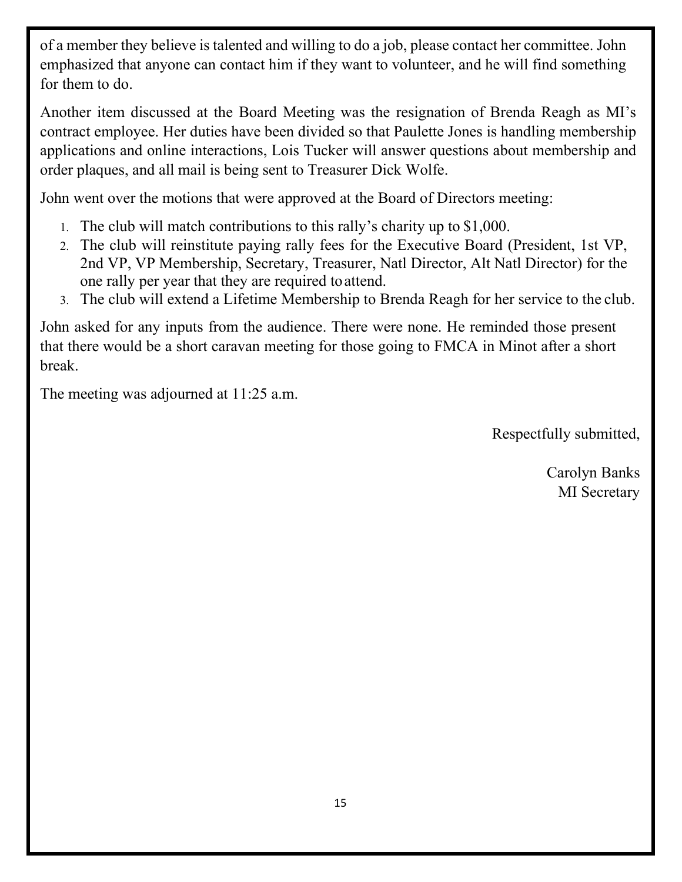of a member they believe is talented and willing to do a job, please contact her committee. John emphasized that anyone can contact him if they want to volunteer, and he will find something for them to do.

Another item discussed at the Board Meeting was the resignation of Brenda Reagh as MI's contract employee. Her duties have been divided so that Paulette Jones is handling membership applications and online interactions, Lois Tucker will answer questions about membership and order plaques, and all mail is being sent to Treasurer Dick Wolfe.

John went over the motions that were approved at the Board of Directors meeting:

1. The club will match contributions to this rally's charity up to $1,000.
2. The club will reinstitute paying rally fees for the Executive Board (President, 1st VP, 2nd VP, VP Membership, Secretary, Treasurer, Natl Director, Alt Natl Director) for the one rally per year that they are required to attend.
3. The club will extend a Lifetime Membership to Brenda Reagh for her service to the club.

John asked for any inputs from the audience. There were none. He reminded those present that there would be a short caravan meeting for those going to FMCA in Minot after a short break.

The meeting was adjourned at 11:25 a.m.

Respectfully submitted,

Carolyn Banks
MI Secretary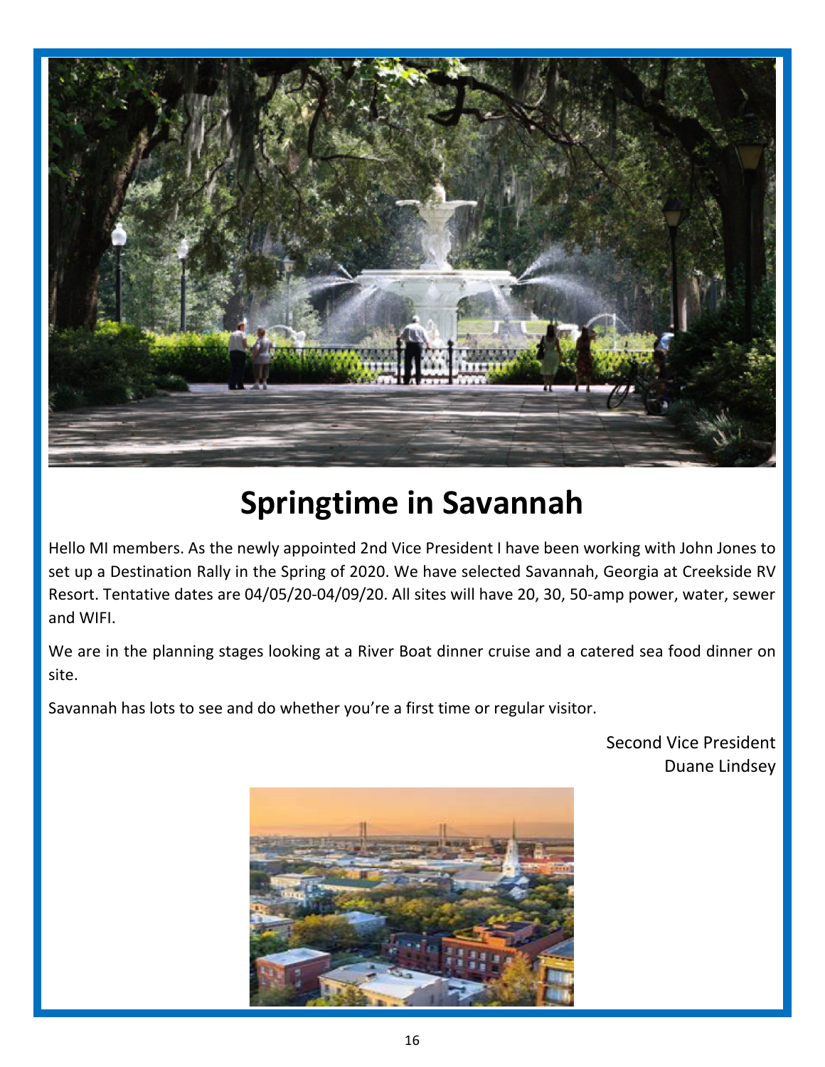# Springtime in Savannah

Hello MI members. As the newly appointed 2nd Vice President I have been working with John Jones to set up a Destination Rally in the Spring of 2020. We have selected Savannah, Georgia at Creekside RV Resort. Tentative dates are 04/05/20-04/09/20. All sites will have 20, 30, 50-amp power, water, sewer and WIFI.

We are in the planning stages looking at a River Boat dinner cruise and a catered sea food dinner on site.

Savannah has lots to see and do whether you're a first time or regular visitor.

Second Vice President
Duane Lindsey